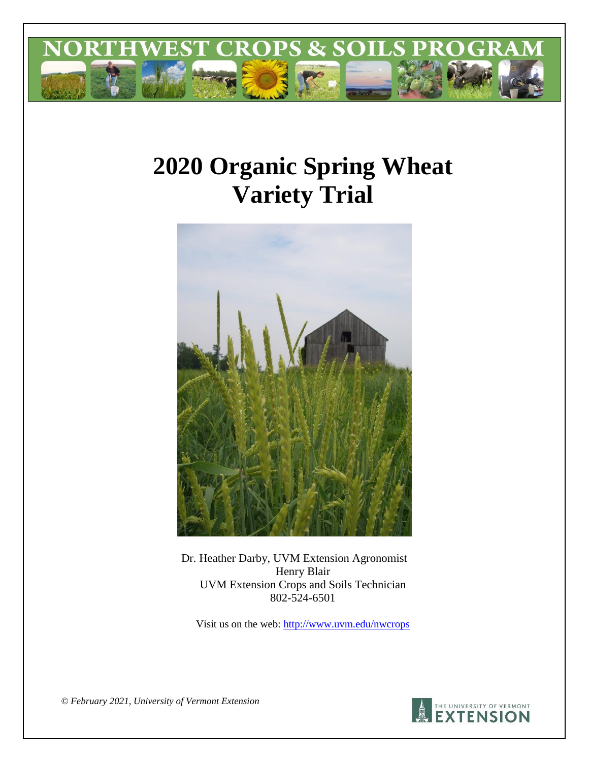NORTHWEST CROPS & SOILS PROGRAM

# 2020 Organic Spring Wheat Variety Trial

Dr. Heather Darby, UVM Extension Agronomist
Henry Blair
UVM Extension Crops and Soils Technician
802-524-6501

Visit us on the web: http://www.uvm.edu/nwcrops

*© February 2021, University of Vermont Extension*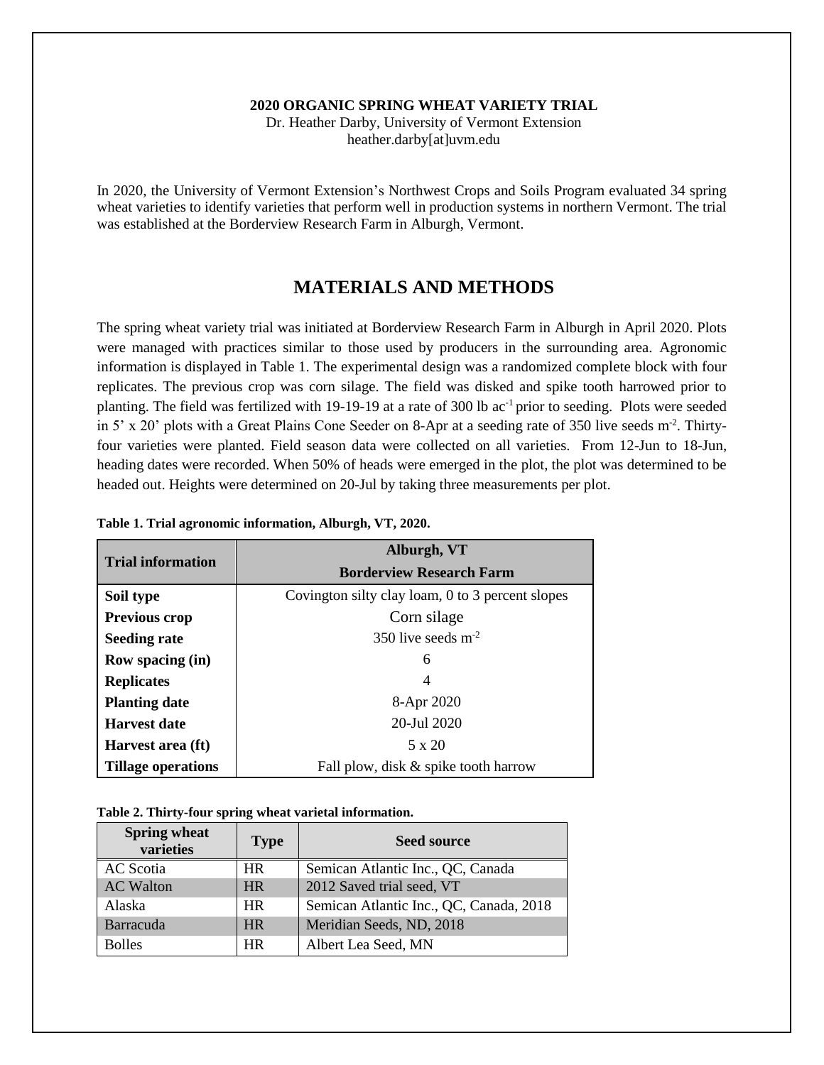**2020 ORGANIC SPRING WHEAT VARIETY TRIAL**

Dr. Heather Darby, University of Vermont Extension
heather.darby[at]uvm.edu

In 2020, the University of Vermont Extension's Northwest Crops and Soils Program evaluated 34 spring wheat varieties to identify varieties that perform well in production systems in northern Vermont. The trial was established at the Borderview Research Farm in Alburgh, Vermont.

## MATERIALS AND METHODS

The spring wheat variety trial was initiated at Borderview Research Farm in Alburgh in April 2020. Plots were managed with practices similar to those used by producers in the surrounding area. Agronomic information is displayed in Table 1. The experimental design was a randomized complete block with four replicates. The previous crop was corn silage. The field was disked and spike tooth harrowed prior to planting. The field was fertilized with 19-19-19 at a rate of 300 lb $ac^{-1}$ prior to seeding. Plots were seeded in 5' x 20' plots with a Great Plains Cone Seeder on 8-Apr at a seeding rate of 350 live seeds $m^{-2}$. Thirty-four varieties were planted. Field season data were collected on all varieties. From 12-Jun to 18-Jun, heading dates were recorded. When 50% of heads were emerged in the plot, the plot was determined to be headed out. Heights were determined on 20-Jul by taking three measurements per plot.

**Table 1. Trial agronomic information, Alburgh, VT, 2020.**

| Trial information | Alburgh, VT Borderview Research Farm |
|---|---|
| **Soil type** | Covington silty clay loam, 0 to 3 percent slopes |
| **Previous crop** | Corn silage |
| **Seeding rate** | 350 live seeds $m^{-2}$ |
| **Row spacing (in)** | 6 |
| **Replicates** | 4 |
| **Planting date** | 8-Apr 2020 |
| **Harvest date** | 20-Jul 2020 |
| **Harvest area (ft)** | 5 x 20 |
| **Tillage operations** | Fall plow, disk & spike tooth harrow |

**Table 2. Thirty-four spring wheat varietal information.**

| Spring wheat varieties | Type | Seed source |
|---|---|---|
| AC Scotia | HR | Semican Atlantic Inc., QC, Canada |
| AC Walton | HR | 2012 Saved trial seed, VT |
| Alaska | HR | Semican Atlantic Inc., QC, Canada, 2018 |
| Barracuda | HR | Meridian Seeds, ND, 2018 |
| Bolles | HR | Albert Lea Seed, MN |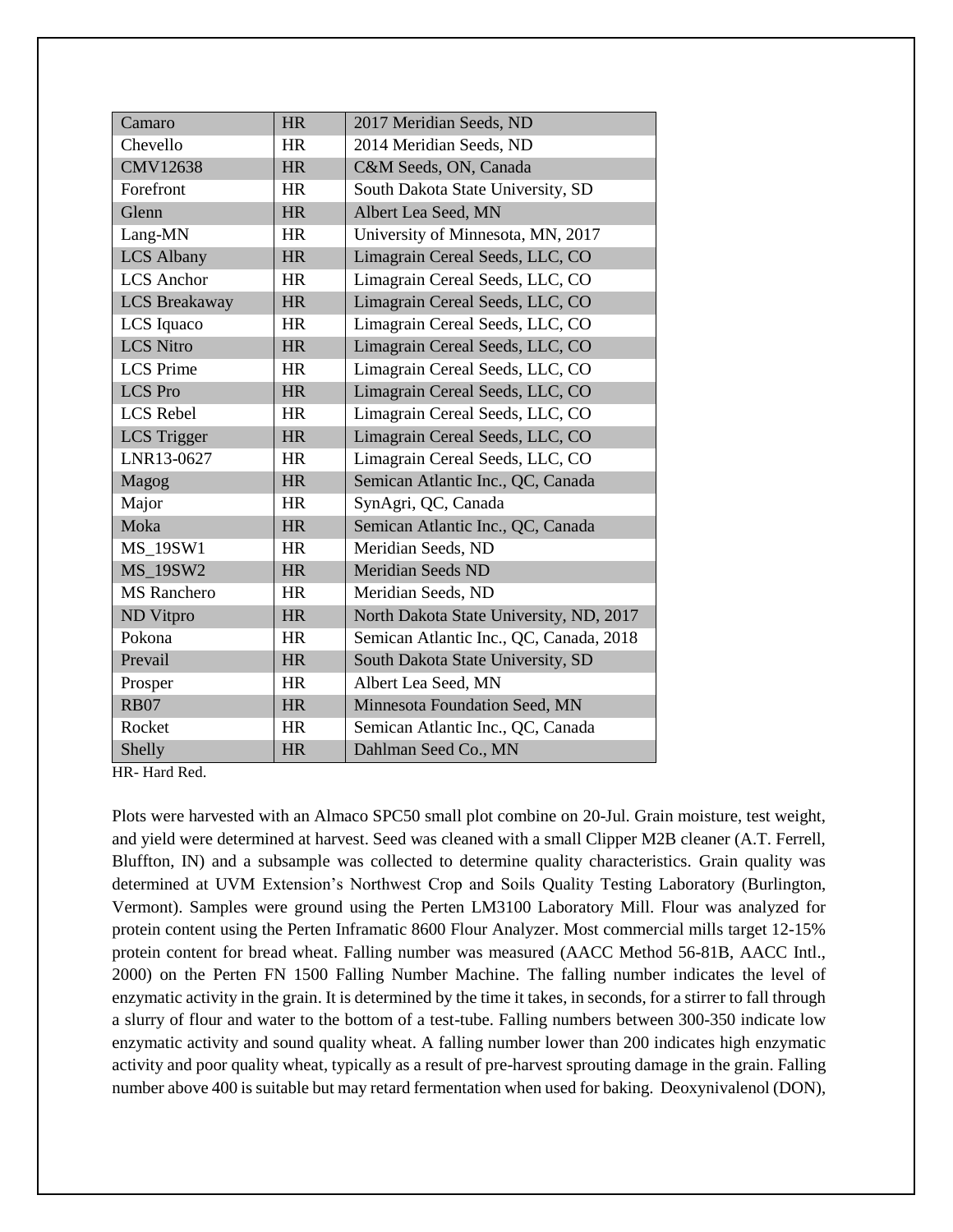| | | |
|---|---|---|
| Camaro | HR | 2017 Meridian Seeds, ND |
| Chevello | HR | 2014 Meridian Seeds, ND |
| CMV12638 | HR | C&M Seeds, ON, Canada |
| Forefront | HR | South Dakota State University, SD |
| Glenn | HR | Albert Lea Seed, MN |
| Lang-MN | HR | University of Minnesota, MN, 2017 |
| LCS Albany | HR | Limagrain Cereal Seeds, LLC, CO |
| LCS Anchor | HR | Limagrain Cereal Seeds, LLC, CO |
| LCS Breakaway | HR | Limagrain Cereal Seeds, LLC, CO |
| LCS Iquaco | HR | Limagrain Cereal Seeds, LLC, CO |
| LCS Nitro | HR | Limagrain Cereal Seeds, LLC, CO |
| LCS Prime | HR | Limagrain Cereal Seeds, LLC, CO |
| LCS Pro | HR | Limagrain Cereal Seeds, LLC, CO |
| LCS Rebel | HR | Limagrain Cereal Seeds, LLC, CO |
| LCS Trigger | HR | Limagrain Cereal Seeds, LLC, CO |
| LNR13-0627 | HR | Limagrain Cereal Seeds, LLC, CO |
| Magog | HR | Semican Atlantic Inc., QC, Canada |
| Major | HR | SynAgri, QC, Canada |
| Moka | HR | Semican Atlantic Inc., QC, Canada |
| MS_19SW1 | HR | Meridian Seeds, ND |
| MS_19SW2 | HR | Meridian Seeds ND |
| MS Ranchero | HR | Meridian Seeds, ND |
| ND Vitpro | HR | North Dakota State University, ND, 2017 |
| Pokona | HR | Semican Atlantic Inc., QC, Canada, 2018 |
| Prevail | HR | South Dakota State University, SD |
| Prosper | HR | Albert Lea Seed, MN |
| RB07 | HR | Minnesota Foundation Seed, MN |
| Rocket | HR | Semican Atlantic Inc., QC, Canada |
| Shelly | HR | Dahlman Seed Co., MN |

HR- Hard Red.

Plots were harvested with an Almaco SPC50 small plot combine on 20-Jul. Grain moisture, test weight, and yield were determined at harvest. Seed was cleaned with a small Clipper M2B cleaner (A.T. Ferrell, Bluffton, IN) and a subsample was collected to determine quality characteristics. Grain quality was determined at UVM Extension's Northwest Crop and Soils Quality Testing Laboratory (Burlington, Vermont). Samples were ground using the Perten LM3100 Laboratory Mill. Flour was analyzed for protein content using the Perten Inframatic 8600 Flour Analyzer. Most commercial mills target 12-15% protein content for bread wheat. Falling number was measured (AACC Method 56-81B, AACC Intl., 2000) on the Perten FN 1500 Falling Number Machine. The falling number indicates the level of enzymatic activity in the grain. It is determined by the time it takes, in seconds, for a stirrer to fall through a slurry of flour and water to the bottom of a test-tube. Falling numbers between 300-350 indicate low enzymatic activity and sound quality wheat. A falling number lower than 200 indicates high enzymatic activity and poor quality wheat, typically as a result of pre-harvest sprouting damage in the grain. Falling number above 400 is suitable but may retard fermentation when used for baking. Deoxynivalenol (DON),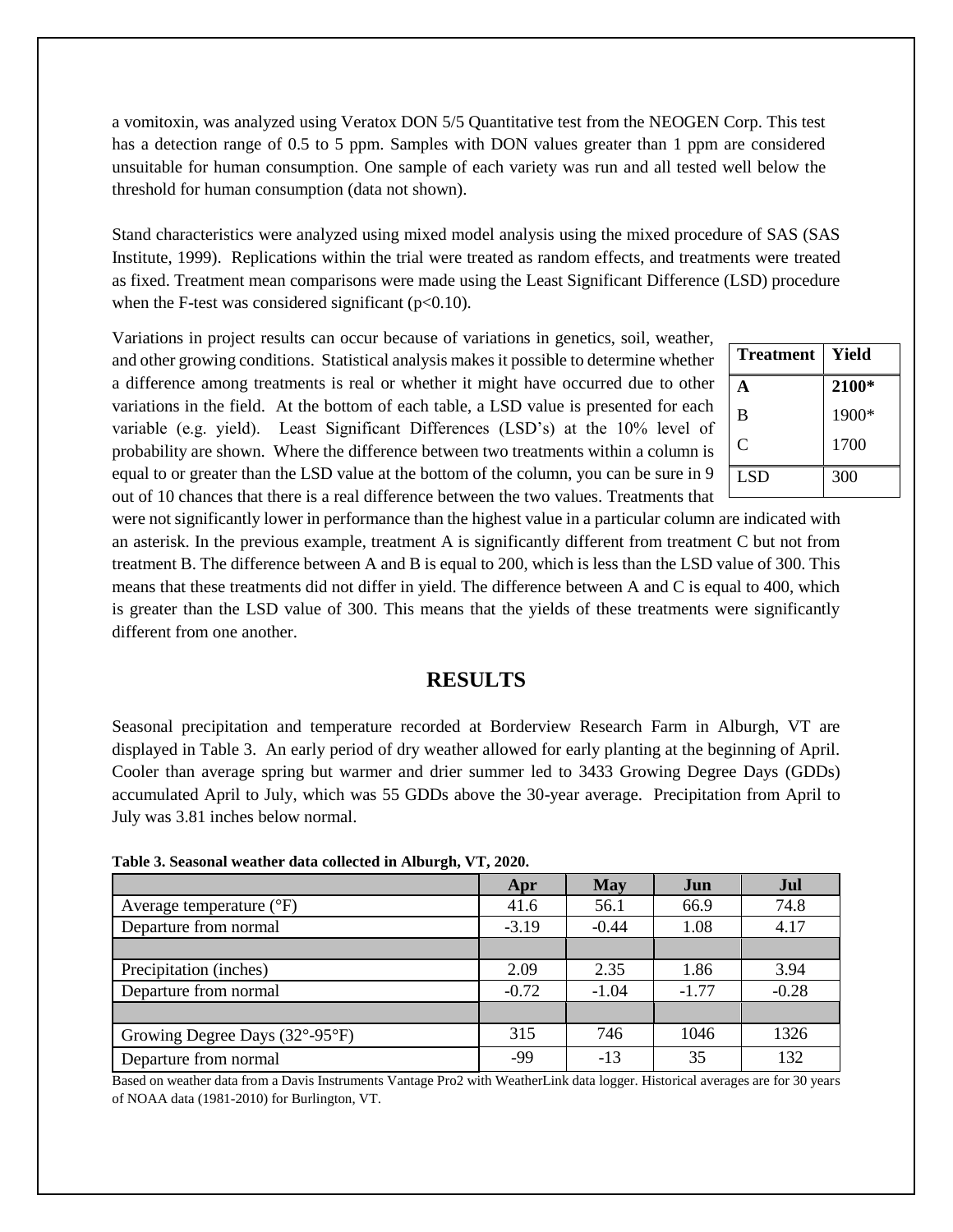a vomitoxin, was analyzed using Veratox DON 5/5 Quantitative test from the NEOGEN Corp. This test has a detection range of 0.5 to 5 ppm. Samples with DON values greater than 1 ppm are considered unsuitable for human consumption. One sample of each variety was run and all tested well below the threshold for human consumption (data not shown).

Stand characteristics were analyzed using mixed model analysis using the mixed procedure of SAS (SAS Institute, 1999). Replications within the trial were treated as random effects, and treatments were treated as fixed. Treatment mean comparisons were made using the Least Significant Difference (LSD) procedure when the F-test was considered significant ($p<0.10$).

Variations in project results can occur because of variations in genetics, soil, weather, and other growing conditions. Statistical analysis makes it possible to determine whether a difference among treatments is real or whether it might have occurred due to other variations in the field. At the bottom of each table, a LSD value is presented for each variable (e.g. yield). Least Significant Differences (LSD's) at the 10% level of probability are shown. Where the difference between two treatments within a column is equal to or greater than the LSD value at the bottom of the column, you can be sure in 9 out of 10 chances that there is a real difference between the two values. Treatments that were not significantly lower in performance than the highest value in a particular column are indicated with an asterisk. In the previous example, treatment A is significantly different from treatment C but not from treatment B. The difference between A and B is equal to 200, which is less than the LSD value of 300. This means that these treatments did not differ in yield. The difference between A and C is equal to 400, which is greater than the LSD value of 300. This means that the yields of these treatments were significantly different from one another.

| Treatment | Yield |
|---|---|
| **A** | **2100*** |
| B | 1900* |
| C | 1700 |
| LSD | 300 |

## RESULTS

Seasonal precipitation and temperature recorded at Borderview Research Farm in Alburgh, VT are displayed in Table 3. An early period of dry weather allowed for early planting at the beginning of April. Cooler than average spring but warmer and drier summer led to 3433 Growing Degree Days (GDDs) accumulated April to July, which was 55 GDDs above the 30-year average. Precipitation from April to July was 3.81 inches below normal.

**Table 3. Seasonal weather data collected in Alburgh, VT, 2020.**

| | Apr | May | Jun | Jul |
|---|---|---|---|---|
| Average temperature (°F) | 41.6 | 56.1 | 66.9 | 74.8 |
| Departure from normal | -3.19 | -0.44 | 1.08 | 4.17 |
| | | | | |
| Precipitation (inches) | 2.09 | 2.35 | 1.86 | 3.94 |
| Departure from normal | -0.72 | -1.04 | -1.77 | -0.28 |
| | | | | |
| Growing Degree Days (32°-95°F) | 315 | 746 | 1046 | 1326 |
| Departure from normal | -99 | -13 | 35 | 132 |

Based on weather data from a Davis Instruments Vantage Pro2 with WeatherLink data logger. Historical averages are for 30 years of NOAA data (1981-2010) for Burlington, VT.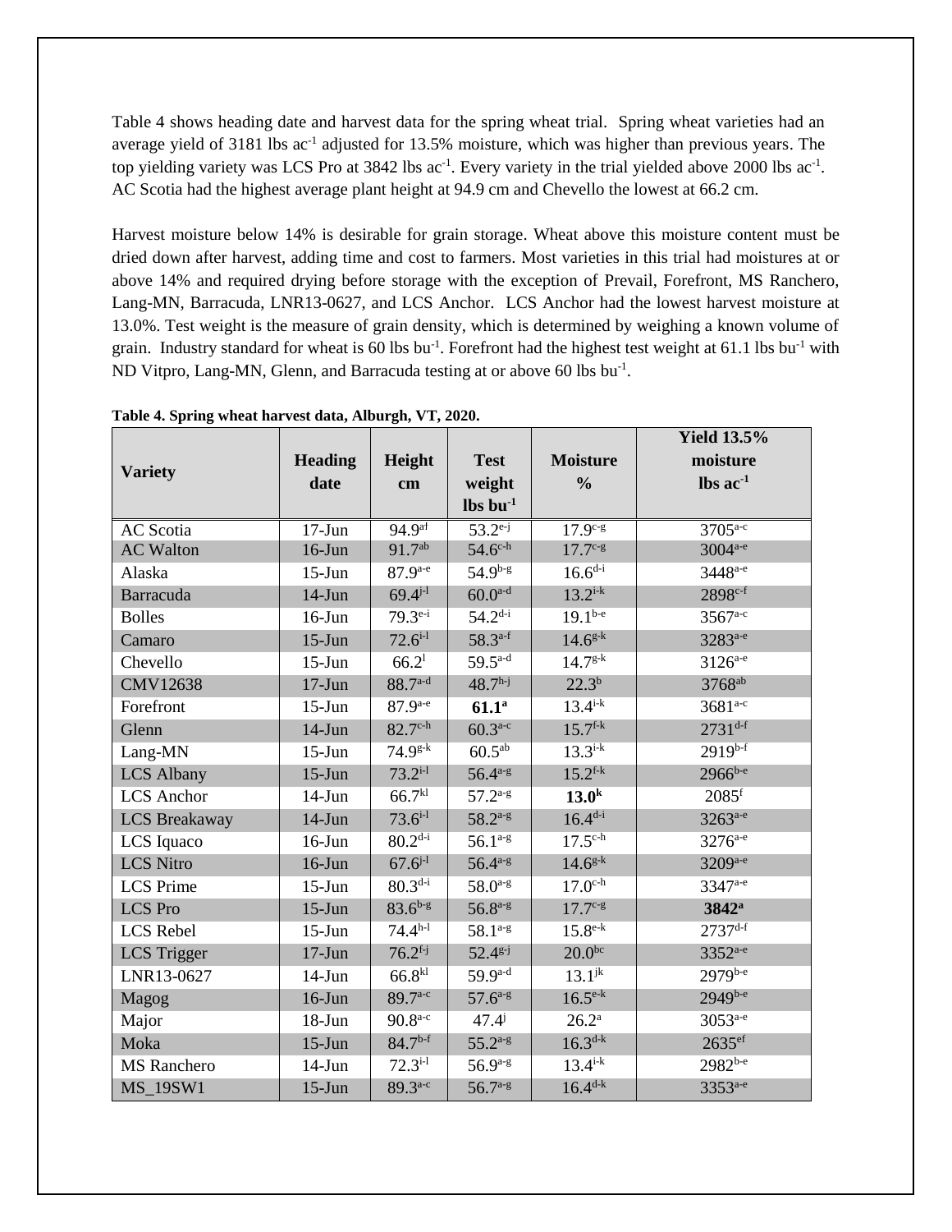Table 4 shows heading date and harvest data for the spring wheat trial. Spring wheat varieties had an average yield of 3181 lbs ac$^{-1}$ adjusted for 13.5% moisture, which was higher than previous years. The top yielding variety was LCS Pro at 3842 lbs ac$^{-1}$. Every variety in the trial yielded above 2000 lbs ac$^{-1}$. AC Scotia had the highest average plant height at 94.9 cm and Chevello the lowest at 66.2 cm.

Harvest moisture below 14% is desirable for grain storage. Wheat above this moisture content must be dried down after harvest, adding time and cost to farmers. Most varieties in this trial had moistures at or above 14% and required drying before storage with the exception of Prevail, Forefront, MS Ranchero, Lang-MN, Barracuda, LNR13-0627, and LCS Anchor. LCS Anchor had the lowest harvest moisture at 13.0%. Test weight is the measure of grain density, which is determined by weighing a known volume of grain. Industry standard for wheat is 60 lbs bu$^{-1}$. Forefront had the highest test weight at 61.1 lbs bu$^{-1}$ with ND Vitpro, Lang-MN, Glenn, and Barracuda testing at or above 60 lbs bu$^{-1}$.

**Table 4. Spring wheat harvest data, Alburgh, VT, 2020.**

| Variety | Heading date | Height cm | Test weight lbs bu$^{-1}$ | Moisture % | Yield 13.5% moisture lbs ac$^{-1}$ |
|---|---|---|---|---|---|
| AC Scotia | 17-Jun | 94.9$^{af}$ | 53.2$^{e-j}$ | 17.9$^{c-g}$ | 3705$^{a-c}$ |
| AC Walton | 16-Jun | 91.7$^{ab}$ | 54.6$^{c-h}$ | 17.7$^{c-g}$ | 3004$^{a-e}$ |
| Alaska | 15-Jun | 87.9$^{a-e}$ | 54.9$^{b-g}$ | 16.6$^{d-i}$ | 3448$^{a-e}$ |
| Barracuda | 14-Jun | 69.4$^{j-l}$ | 60.0$^{a-d}$ | 13.2$^{i-k}$ | 2898$^{c-f}$ |
| Bolles | 16-Jun | 79.3$^{e-i}$ | 54.2$^{d-i}$ | 19.1$^{b-e}$ | 3567$^{a-c}$ |
| Camaro | 15-Jun | 72.6$^{i-l}$ | 58.3$^{a-f}$ | 14.6$^{g-k}$ | 3283$^{a-e}$ |
| Chevello | 15-Jun | 66.2$^{l}$ | 59.5$^{a-d}$ | 14.7$^{g-k}$ | 3126$^{a-e}$ |
| CMV12638 | 17-Jun | 88.7$^{a-d}$ | 48.7$^{h-j}$ | 22.3$^{b}$ | 3768$^{ab}$ |
| Forefront | 15-Jun | 87.9$^{a-e}$ | **61.1$^{a}$** | 13.4$^{i-k}$ | 3681$^{a-c}$ |
| Glenn | 14-Jun | 82.7$^{c-h}$ | 60.3$^{a-c}$ | 15.7$^{f-k}$ | 2731$^{d-f}$ |
| Lang-MN | 15-Jun | 74.9$^{g-k}$ | 60.5$^{ab}$ | 13.3$^{i-k}$ | 2919$^{b-f}$ |
| LCS Albany | 15-Jun | 73.2$^{i-l}$ | 56.4$^{a-g}$ | 15.2$^{f-k}$ | 2966$^{b-e}$ |
| LCS Anchor | 14-Jun | 66.7$^{kl}$ | 57.2$^{a-g}$ | **13.0$^{k}$** | 2085$^{f}$ |
| LCS Breakaway | 14-Jun | 73.6$^{i-l}$ | 58.2$^{a-g}$ | 16.4$^{d-i}$ | 3263$^{a-e}$ |
| LCS Iquaco | 16-Jun | 80.2$^{d-i}$ | 56.1$^{a-g}$ | 17.5$^{c-h}$ | 3276$^{a-e}$ |
| LCS Nitro | 16-Jun | 67.6$^{j-l}$ | 56.4$^{a-g}$ | 14.6$^{g-k}$ | 3209$^{a-e}$ |
| LCS Prime | 15-Jun | 80.3$^{d-i}$ | 58.0$^{a-g}$ | 17.0$^{c-h}$ | 3347$^{a-e}$ |
| LCS Pro | 15-Jun | 83.6$^{b-g}$ | 56.8$^{a-g}$ | 17.7$^{c-g}$ | **3842$^{a}$** |
| LCS Rebel | 15-Jun | 74.4$^{h-l}$ | 58.1$^{a-g}$ | 15.8$^{e-k}$ | 2737$^{d-f}$ |
| LCS Trigger | 17-Jun | 76.2$^{f-j}$ | 52.4$^{g-j}$ | 20.0$^{bc}$ | 3352$^{a-e}$ |
| LNR13-0627 | 14-Jun | 66.8$^{kl}$ | 59.9$^{a-d}$ | 13.1$^{jk}$ | 2979$^{b-e}$ |
| Magog | 16-Jun | 89.7$^{a-c}$ | 57.6$^{a-g}$ | 16.5$^{e-k}$ | 2949$^{b-e}$ |
| Major | 18-Jun | 90.8$^{a-c}$ | 47.4$^{j}$ | 26.2$^{a}$ | 3053$^{a-e}$ |
| Moka | 15-Jun | 84.7$^{b-f}$ | 55.2$^{a-g}$ | 16.3$^{d-k}$ | 2635$^{ef}$ |
| MS Ranchero | 14-Jun | 72.3$^{i-l}$ | 56.9$^{a-g}$ | 13.4$^{i-k}$ | 2982$^{b-e}$ |
| MS_19SW1 | 15-Jun | 89.3$^{a-c}$ | 56.7$^{a-g}$ | 16.4$^{d-k}$ | 3353$^{a-e}$ |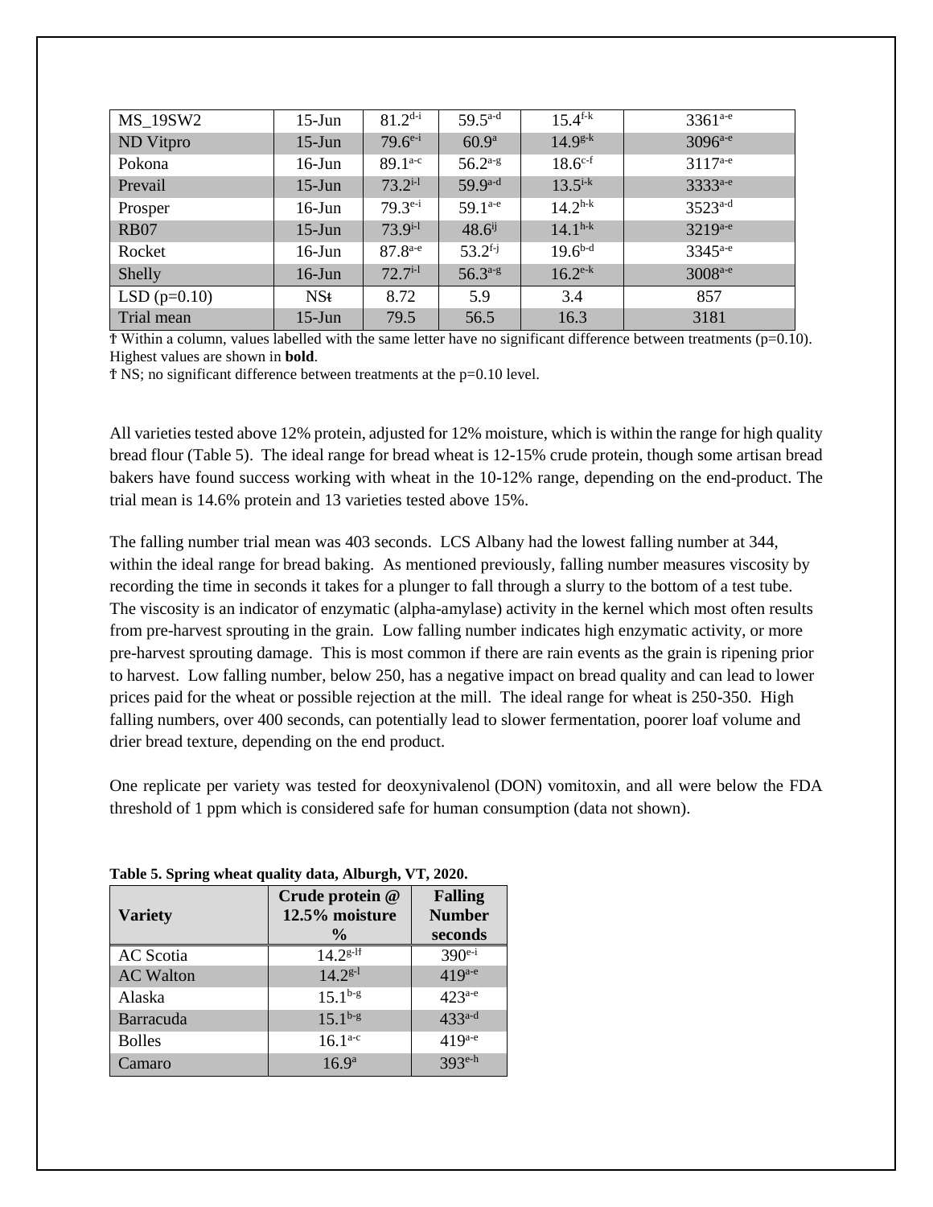| MS_19SW2 | 15-Jun | 81.2[d-i] | 59.5[a-d] | 15.4[f-k] | 3361[a-e] |
|---|---|---|---|---|---|
| ND Vitpro | 15-Jun | 79.6[e-i] | 60.9[a] | 14.9[g-k] | 3096[a-e] |
| Pokona | 16-Jun | 89.1[a-c] | 56.2[a-g] | 18.6[c-f] | 3117[a-e] |
| Prevail | 15-Jun | 73.2[i-l] | 59.9[a-d] | 13.5[i-k] | 3333[a-e] |
| Prosper | 16-Jun | 79.3[e-i] | 59.1[a-e] | 14.2[h-k] | 3523[a-d] |
| RB07 | 15-Jun | 73.9[i-l] | 48.6[ij] | 14.1[h-k] | 3219[a-e] |
| Rocket | 16-Jun | 87.8[a-e] | 53.2[f-j] | 19.6[b-d] | 3345[a-e] |
| Shelly | 16-Jun | 72.7[i-l] | 56.3[a-g] | 16.2[e-k] | 3008[a-e] |
| LSD (p=0.10) | NSŧ | 8.72 | 5.9 | 3.4 | 857 |
| Trial mean | 15-Jun | 79.5 | 56.5 | 16.3 | 3181 |

† Within a column, values labelled with the same letter have no significant difference between treatments (p=0.10). Highest values are shown in **bold**.
ŧ NS; no significant difference between treatments at the p=0.10 level.

All varieties tested above 12% protein, adjusted for 12% moisture, which is within the range for high quality bread flour (Table 5). The ideal range for bread wheat is 12-15% crude protein, though some artisan bread bakers have found success working with wheat in the 10-12% range, depending on the end-product. The trial mean is 14.6% protein and 13 varieties tested above 15%.

The falling number trial mean was 403 seconds. LCS Albany had the lowest falling number at 344, within the ideal range for bread baking. As mentioned previously, falling number measures viscosity by recording the time in seconds it takes for a plunger to fall through a slurry to the bottom of a test tube. The viscosity is an indicator of enzymatic (alpha-amylase) activity in the kernel which most often results from pre-harvest sprouting in the grain. Low falling number indicates high enzymatic activity, or more pre-harvest sprouting damage. This is most common if there are rain events as the grain is ripening prior to harvest. Low falling number, below 250, has a negative impact on bread quality and can lead to lower prices paid for the wheat or possible rejection at the mill. The ideal range for wheat is 250-350. High falling numbers, over 400 seconds, can potentially lead to slower fermentation, poorer loaf volume and drier bread texture, depending on the end product.

One replicate per variety was tested for deoxynivalenol (DON) vomitoxin, and all were below the FDA threshold of 1 ppm which is considered safe for human consumption (data not shown).

**Table 5. Spring wheat quality data, Alburgh, VT, 2020.**

| Variety | Crude protein @ 12.5% moisture % | Falling Number seconds |
|---|---|---|
| AC Scotia | 14.2[g-l†] | 390[e-i] |
| AC Walton | 14.2[g-l] | 419[a-e] |
| Alaska | 15.1[b-g] | 423[a-e] |
| Barracuda | 15.1[b-g] | 433[a-d] |
| Bolles | 16.1[a-c] | 419[a-e] |
| Camaro | 16.9[a] | 393[e-h] |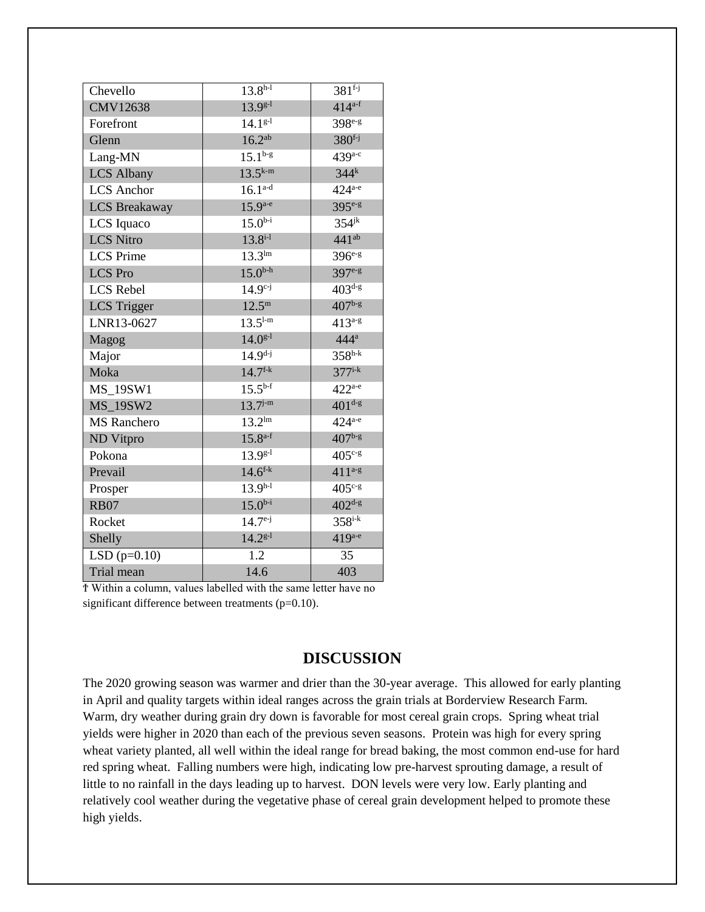| Chevello | 13.8[h-l] | 381[f-j] |
|---|---|---|
| CMV12638 | 13.9[g-l] | 414[a-f] |
| Forefront | 14.1[g-l] | 398[e-g] |
| Glenn | 16.2[ab] | 380[f-j] |
| Lang-MN | 15.1[b-g] | 439[a-c] |
| LCS Albany | 13.5[k-m] | 344[k] |
| LCS Anchor | 16.1[a-d] | 424[a-e] |
| LCS Breakaway | 15.9[a-e] | 395[e-g] |
| LCS Iquaco | 15.0[b-i] | 354[jk] |
| LCS Nitro | 13.8[i-l] | 441[ab] |
| LCS Prime | 13.3[lm] | 396[e-g] |
| LCS Pro | 15.0[b-h] | 397[e-g] |
| LCS Rebel | 14.9[c-j] | 403[d-g] |
| LCS Trigger | 12.5[m] | 407[b-g] |
| LNR13-0627 | 13.5[l-m] | 413[a-g] |
| Magog | 14.0[g-l] | 444[a] |
| Major | 14.9[d-j] | 358[h-k] |
| Moka | 14.7[f-k] | 377[i-k] |
| MS_19SW1 | 15.5[b-f] | 422[a-e] |
| MS_19SW2 | 13.7[j-m] | 401[d-g] |
| MS Ranchero | 13.2[lm] | 424[a-e] |
| ND Vitpro | 15.8[a-f] | 407[b-g] |
| Pokona | 13.9[g-l] | 405[c-g] |
| Prevail | 14.6[f-k] | 411[a-g] |
| Prosper | 13.9[h-l] | 405[c-g] |
| RB07 | 15.0[b-i] | 402[d-g] |
| Rocket | 14.7[e-j] | 358[i-k] |
| Shelly | 14.2[g-l] | 419[a-e] |
| LSD (p=0.10) | 1.2 | 35 |
| Trial mean | 14.6 | 403 |

† Within a column, values labelled with the same letter have no significant difference between treatments (p=0.10).

## DISCUSSION

The 2020 growing season was warmer and drier than the 30-year average. This allowed for early planting in April and quality targets within ideal ranges across the grain trials at Borderview Research Farm. Warm, dry weather during grain dry down is favorable for most cereal grain crops. Spring wheat trial yields were higher in 2020 than each of the previous seven seasons. Protein was high for every spring wheat variety planted, all well within the ideal range for bread baking, the most common end-use for hard red spring wheat. Falling numbers were high, indicating low pre-harvest sprouting damage, a result of little to no rainfall in the days leading up to harvest. DON levels were very low. Early planting and relatively cool weather during the vegetative phase of cereal grain development helped to promote these high yields.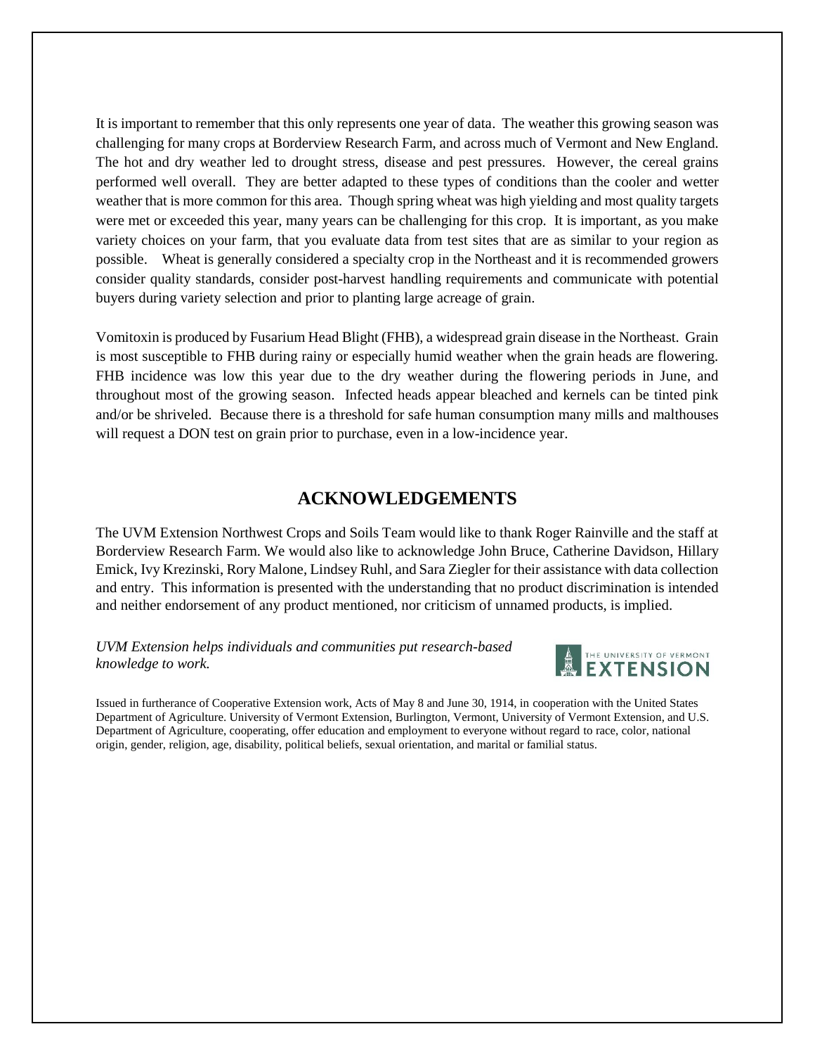It is important to remember that this only represents one year of data. The weather this growing season was challenging for many crops at Borderview Research Farm, and across much of Vermont and New England. The hot and dry weather led to drought stress, disease and pest pressures. However, the cereal grains performed well overall. They are better adapted to these types of conditions than the cooler and wetter weather that is more common for this area. Though spring wheat was high yielding and most quality targets were met or exceeded this year, many years can be challenging for this crop. It is important, as you make variety choices on your farm, that you evaluate data from test sites that are as similar to your region as possible. Wheat is generally considered a specialty crop in the Northeast and it is recommended growers consider quality standards, consider post-harvest handling requirements and communicate with potential buyers during variety selection and prior to planting large acreage of grain.

Vomitoxin is produced by Fusarium Head Blight (FHB), a widespread grain disease in the Northeast. Grain is most susceptible to FHB during rainy or especially humid weather when the grain heads are flowering. FHB incidence was low this year due to the dry weather during the flowering periods in June, and throughout most of the growing season. Infected heads appear bleached and kernels can be tinted pink and/or be shriveled. Because there is a threshold for safe human consumption many mills and malthouses will request a DON test on grain prior to purchase, even in a low-incidence year.

## ACKNOWLEDGEMENTS

The UVM Extension Northwest Crops and Soils Team would like to thank Roger Rainville and the staff at Borderview Research Farm. We would also like to acknowledge John Bruce, Catherine Davidson, Hillary Emick, Ivy Krezinski, Rory Malone, Lindsey Ruhl, and Sara Ziegler for their assistance with data collection and entry. This information is presented with the understanding that no product discrimination is intended and neither endorsement of any product mentioned, nor criticism of unnamed products, is implied.

*UVM Extension helps individuals and communities put research-based knowledge to work.*

THE UNIVERSITY OF VERMONT EXTENSION

Issued in furtherance of Cooperative Extension work, Acts of May 8 and June 30, 1914, in cooperation with the United States Department of Agriculture. University of Vermont Extension, Burlington, Vermont, University of Vermont Extension, and U.S. Department of Agriculture, cooperating, offer education and employment to everyone without regard to race, color, national origin, gender, religion, age, disability, political beliefs, sexual orientation, and marital or familial status.